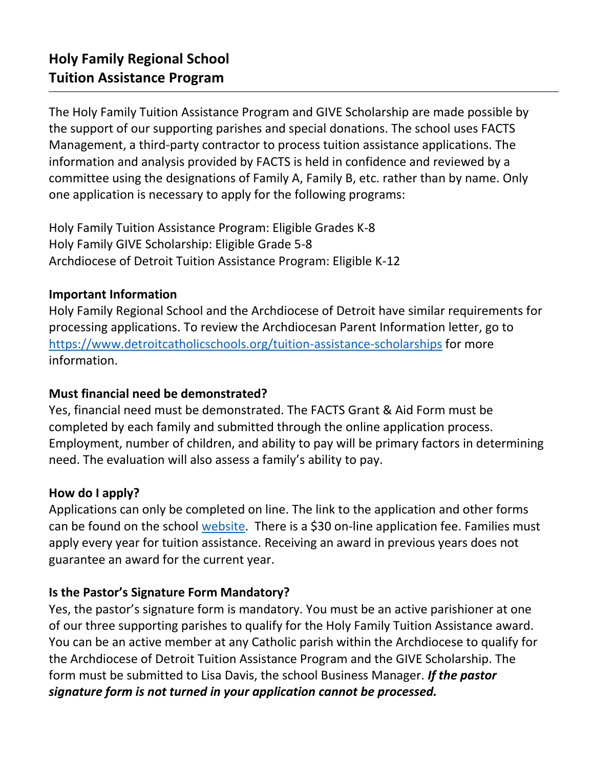# Holy Family Regional School
# Tuition Assistance Program

The Holy Family Tuition Assistance Program and GIVE Scholarship are made possible by the support of our supporting parishes and special donations. The school uses FACTS Management, a third-party contractor to process tuition assistance applications. The information and analysis provided by FACTS is held in confidence and reviewed by a committee using the designations of Family A, Family B, etc. rather than by name. Only one application is necessary to apply for the following programs:

Holy Family Tuition Assistance Program: Eligible Grades K-8
Holy Family GIVE Scholarship: Eligible Grade 5-8
Archdiocese of Detroit Tuition Assistance Program: Eligible K-12

### Important Information

Holy Family Regional School and the Archdiocese of Detroit have similar requirements for processing applications. To review the Archdiocesan Parent Information letter, go to [https://www.detroitcatholicschools.org/tuition-assistance-scholarships](https://www.detroitcatholicschools.org/tuition-assistance-scholarships) for more information.

### Must financial need be demonstrated?

Yes, financial need must be demonstrated. The FACTS Grant & Aid Form must be completed by each family and submitted through the online application process. Employment, number of children, and ability to pay will be primary factors in determining need. The evaluation will also assess a family's ability to pay.

### How do I apply?

Applications can only be completed on line. The link to the application and other forms can be found on the school website. There is a $30 on-line application fee. Families must apply every year for tuition assistance. Receiving an award in previous years does not guarantee an award for the current year.

### Is the Pastor's Signature Form Mandatory?

Yes, the pastor's signature form is mandatory. You must be an active parishioner at one of our three supporting parishes to qualify for the Holy Family Tuition Assistance award. You can be an active member at any Catholic parish within the Archdiocese to qualify for the Archdiocese of Detroit Tuition Assistance Program and the GIVE Scholarship. The form must be submitted to Lisa Davis, the school Business Manager. ***If the pastor signature form is not turned in your application cannot be processed.***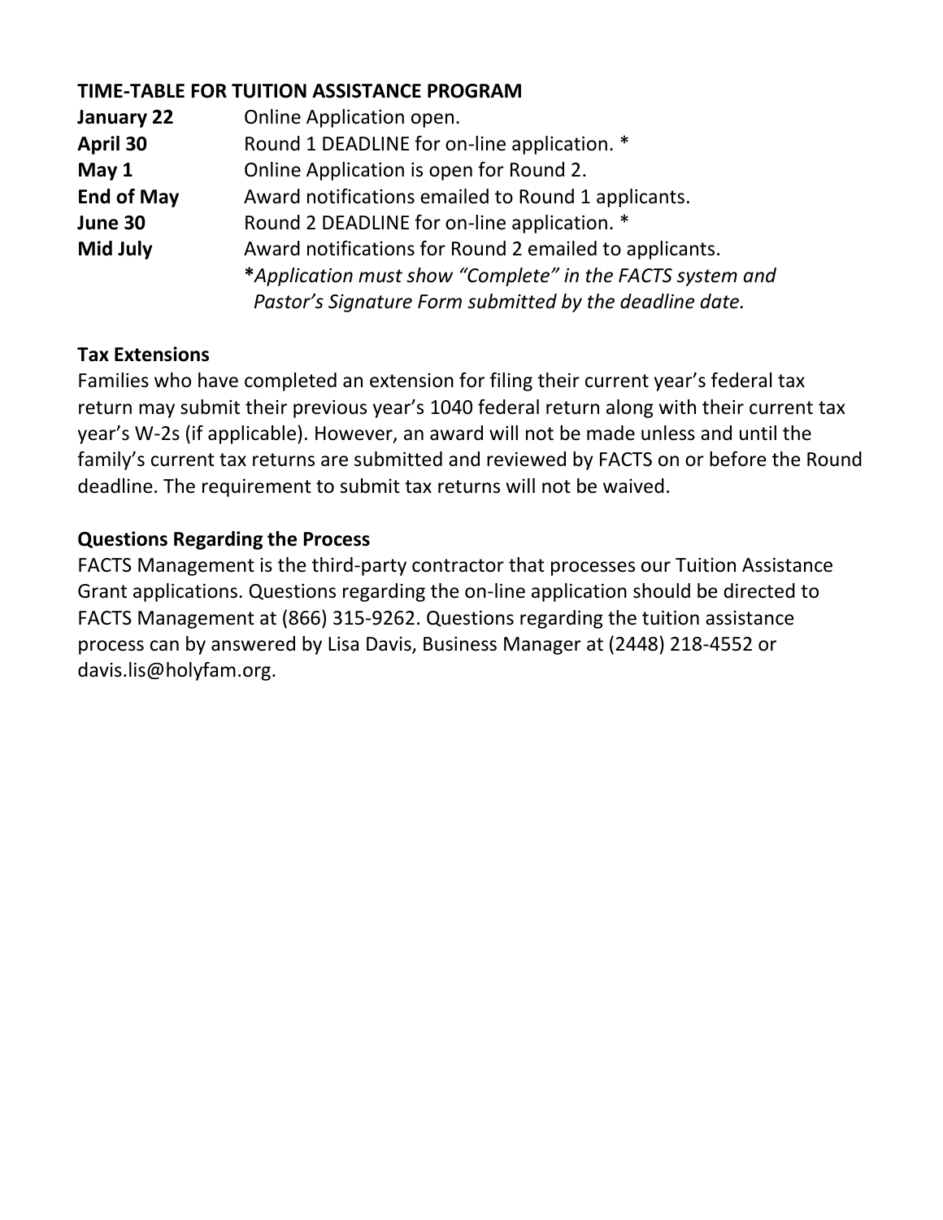**TIME-TABLE FOR TUITION ASSISTANCE PROGRAM**

| | |
|---|---|
| **January 22** | Online Application open. |
| **April 30** | Round 1 DEADLINE for on-line application. * |
| **May 1** | Online Application is open for Round 2. |
| **End of May** | Award notifications emailed to Round 1 applicants. |
| **June 30** | Round 2 DEADLINE for on-line application. * |
| **Mid July** | Award notifications for Round 2 emailed to applicants. |

***Application must show "Complete" in the FACTS system and Pastor's Signature Form submitted by the deadline date.***

**Tax Extensions**

Families who have completed an extension for filing their current year's federal tax return may submit their previous year's 1040 federal return along with their current tax year's W-2s (if applicable). However, an award will not be made unless and until the family's current tax returns are submitted and reviewed by FACTS on or before the Round deadline. The requirement to submit tax returns will not be waived.

**Questions Regarding the Process**

FACTS Management is the third-party contractor that processes our Tuition Assistance Grant applications. Questions regarding the on-line application should be directed to FACTS Management at (866) 315-9262. Questions regarding the tuition assistance process can by answered by Lisa Davis, Business Manager at (2448) 218-4552 or davis.lis@holyfam.org.